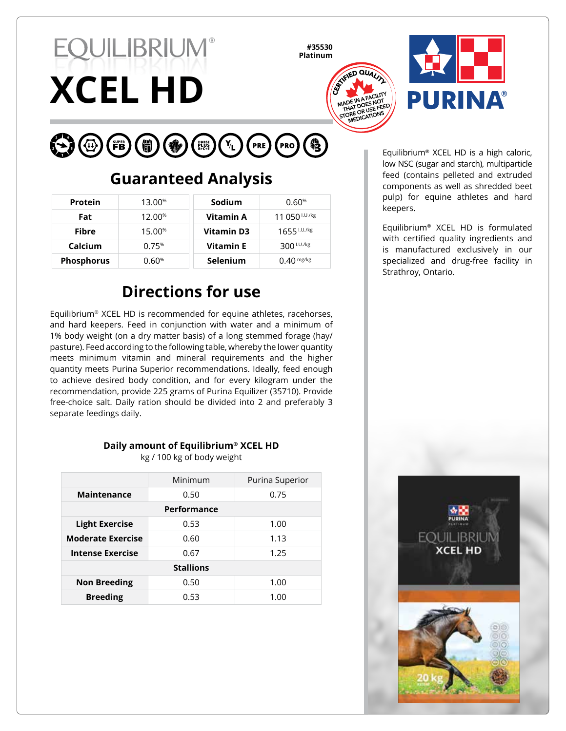# EQUILIBRIUM®

# XCEL HD

**#35530**
**Platinum**

CERTIFIED QUALITY
MADE IN A FACILITY THAT DOES NOT STORE OR USE FEED MEDICATIONS

PURINA®

## Guaranteed Analysis

| | | | |
|---|---|---|---|
| **Protein** | 13.00% | **Sodium** | 0.60% |
| **Fat** | 12.00% | **Vitamin A** | 11 050 I.U./kg |
| **Fibre** | 15.00% | **Vitamin D3** | 1655 I.U./kg |
| **Calcium** | 0.75% | **Vitamin E** | 300 I.U./kg |
| **Phosphorus** | 0.60% | **Selenium** | 0.40 mg/kg |

## Directions for use

Equilibrium® XCEL HD is recommended for equine athletes, racehorses, and hard keepers. Feed in conjunction with water and a minimum of 1% body weight (on a dry matter basis) of a long stemmed forage (hay/pasture). Feed according to the following table, whereby the lower quantity meets minimum vitamin and mineral requirements and the higher quantity meets Purina Superior recommendations. Ideally, feed enough to achieve desired body condition, and for every kilogram under the recommendation, provide 225 grams of Purina Equilizer (35710). Provide free-choice salt. Daily ration should be divided into 2 and preferably 3 separate feedings daily.

**Daily amount of Equilibrium® XCEL HD**
kg / 100 kg of body weight

| | Minimum | Purina Superior |
|---|---|---|
| **Maintenance** | 0.50 | 0.75 |
| **Performance** | | |
| **Light Exercise** | 0.53 | 1.00 |
| **Moderate Exercise** | 0.60 | 1.13 |
| **Intense Exercise** | 0.67 | 1.25 |
| **Stallions** | | |
| **Non Breeding** | 0.50 | 1.00 |
| **Breeding** | 0.53 | 1.00 |

Equilibrium® XCEL HD is a high caloric, low NSC (sugar and starch), multiparticle feed (contains pelleted and extruded components as well as shredded beet pulp) for equine athletes and hard keepers.

Equilibrium® XCEL HD is formulated with certified quality ingredients and is manufactured exclusively in our specialized and drug-free facility in Strathroy, Ontario.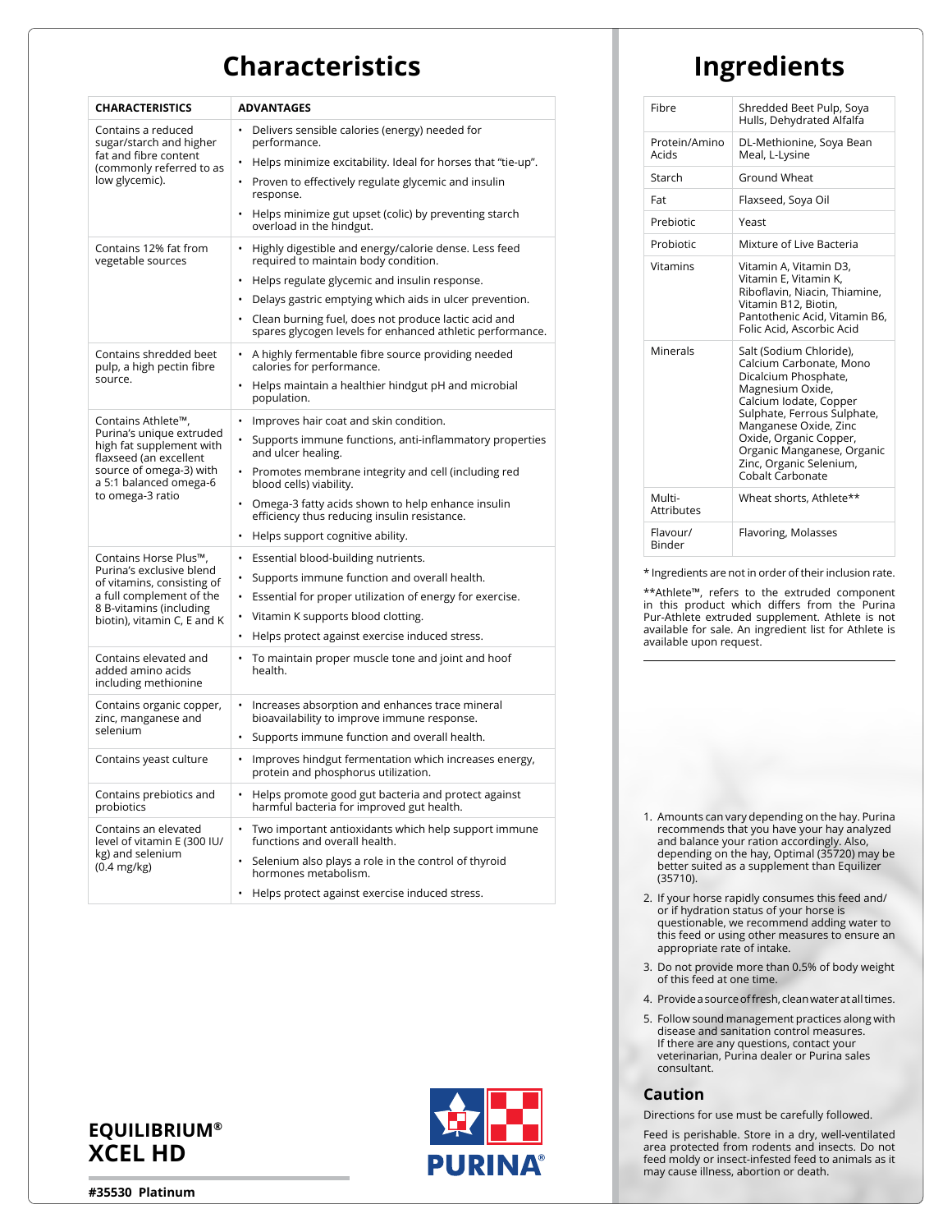# Characteristics

| CHARACTERISTICS | ADVANTAGES |
|---|---|
| Contains a reduced sugar/starch and higher fat and fibre content (commonly referred to as low glycemic). | • Delivers sensible calories (energy) needed for performance.<br>• Helps minimize excitability. Ideal for horses that "tie-up".<br>• Proven to effectively regulate glycemic and insulin response.<br>• Helps minimize gut upset (colic) by preventing starch overload in the hindgut. |
| Contains 12% fat from vegetable sources | • Highly digestible and energy/calorie dense. Less feed required to maintain body condition.<br>• Helps regulate glycemic and insulin response.<br>• Delays gastric emptying which aids in ulcer prevention.<br>• Clean burning fuel, does not produce lactic acid and spares glycogen levels for enhanced athletic performance. |
| Contains shredded beet pulp, a high pectin fibre source. | • A highly fermentable fibre source providing needed calories for performance.<br>• Helps maintain a healthier hindgut pH and microbial population. |
| Contains Athlete™, Purina's unique extruded high fat supplement with flaxseed (an excellent source of omega-3) with a 5:1 balanced omega-6 to omega-3 ratio | • Improves hair coat and skin condition.<br>• Supports immune functions, anti-inflammatory properties and ulcer healing.<br>• Promotes membrane integrity and cell (including red blood cells) viability.<br>• Omega-3 fatty acids shown to help enhance insulin efficiency thus reducing insulin resistance.<br>• Helps support cognitive ability. |
| Contains Horse Plus™, Purina's exclusive blend of vitamins, consisting of a full complement of the 8 B-vitamins (including biotin), vitamin C, E and K | • Essential blood-building nutrients.<br>• Supports immune function and overall health.<br>• Essential for proper utilization of energy for exercise.<br>• Vitamin K supports blood clotting.<br>• Helps protect against exercise induced stress. |
| Contains elevated and added amino acids including methionine | • To maintain proper muscle tone and joint and hoof health. |
| Contains organic copper, zinc, manganese and selenium | • Increases absorption and enhances trace mineral bioavailability to improve immune response.<br>• Supports immune function and overall health. |
| Contains yeast culture | • Improves hindgut fermentation which increases energy, protein and phosphorus utilization. |
| Contains prebiotics and probiotics | • Helps promote good gut bacteria and protect against harmful bacteria for improved gut health. |
| Contains an elevated level of vitamin E (300 IU/kg) and selenium (0.4 mg/kg) | • Two important antioxidants which help support immune functions and overall health.<br>• Selenium also plays a role in the control of thyroid hormones metabolism.<br>• Helps protect against exercise induced stress. |

# Ingredients

| | |
|---|---|
| Fibre | Shredded Beet Pulp, Soya Hulls, Dehydrated Alfalfa |
| Protein/Amino Acids | DL-Methionine, Soya Bean Meal, L-Lysine |
| Starch | Ground Wheat |
| Fat | Flaxseed, Soya Oil |
| Prebiotic | Yeast |
| Probiotic | Mixture of Live Bacteria |
| Vitamins | Vitamin A, Vitamin D3, Vitamin E, Vitamin K, Riboflavin, Niacin, Thiamine, Vitamin B12, Biotin, Pantothenic Acid, Vitamin B6, Folic Acid, Ascorbic Acid |
| Minerals | Salt (Sodium Chloride), Calcium Carbonate, Mono Dicalcium Phosphate, Magnesium Oxide, Calcium Iodate, Copper Sulphate, Ferrous Sulphate, Manganese Oxide, Zinc Oxide, Organic Copper, Organic Manganese, Organic Zinc, Organic Selenium, Cobalt Carbonate |
| Multi-Attributes | Wheat shorts, Athlete** |
| Flavour/ Binder | Flavoring, Molasses |

* Ingredients are not in order of their inclusion rate.

**Athlete™, refers to the extruded component in this product which differs from the Purina Pur-Athlete extruded supplement. Athlete is not available for sale. An ingredient list for Athlete is available upon request.

1. Amounts can vary depending on the hay. Purina recommends that you have your hay analyzed and balance your ration accordingly. Also, depending on the hay, Optimal (35720) may be better suited as a supplement than Equilizer (35710).
2. If your horse rapidly consumes this feed and/or if hydration status of your horse is questionable, we recommend adding water to this feed or using other measures to ensure an appropriate rate of intake.
3. Do not provide more than 0.5% of body weight of this feed at one time.
4. Provide a source of fresh, clean water at all times.
5. Follow sound management practices along with disease and sanitation control measures. If there are any questions, contact your veterinarian, Purina dealer or Purina sales consultant.

## Caution

Directions for use must be carefully followed.

Feed is perishable. Store in a dry, well-ventilated area protected from rodents and insects. Do not feed moldy or insect-infested feed to animals as it may cause illness, abortion or death.

**EQUILIBRIUM®**
**XCEL HD**

PURINA®

**#35530 Platinum**